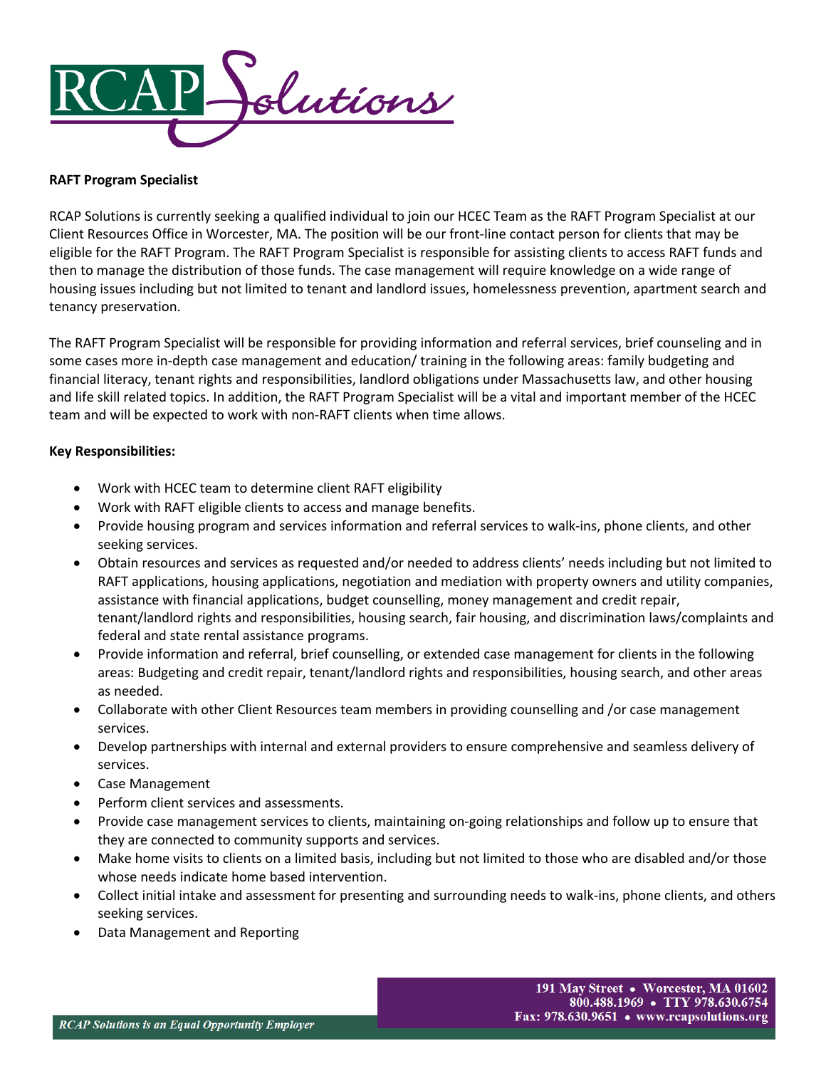RCAP Solutions

**RAFT Program Specialist**

RCAP Solutions is currently seeking a qualified individual to join our HCEC Team as the RAFT Program Specialist at our Client Resources Office in Worcester, MA. The position will be our front-line contact person for clients that may be eligible for the RAFT Program. The RAFT Program Specialist is responsible for assisting clients to access RAFT funds and then to manage the distribution of those funds. The case management will require knowledge on a wide range of housing issues including but not limited to tenant and landlord issues, homelessness prevention, apartment search and tenancy preservation.

The RAFT Program Specialist will be responsible for providing information and referral services, brief counseling and in some cases more in-depth case management and education/ training in the following areas: family budgeting and financial literacy, tenant rights and responsibilities, landlord obligations under Massachusetts law, and other housing and life skill related topics. In addition, the RAFT Program Specialist will be a vital and important member of the HCEC team and will be expected to work with non-RAFT clients when time allows.

**Key Responsibilities:**

- Work with HCEC team to determine client RAFT eligibility
- Work with RAFT eligible clients to access and manage benefits.
- Provide housing program and services information and referral services to walk-ins, phone clients, and other seeking services.
- Obtain resources and services as requested and/or needed to address clients' needs including but not limited to RAFT applications, housing applications, negotiation and mediation with property owners and utility companies, assistance with financial applications, budget counselling, money management and credit repair, tenant/landlord rights and responsibilities, housing search, fair housing, and discrimination laws/complaints and federal and state rental assistance programs.
- Provide information and referral, brief counselling, or extended case management for clients in the following areas: Budgeting and credit repair, tenant/landlord rights and responsibilities, housing search, and other areas as needed.
- Collaborate with other Client Resources team members in providing counselling and /or case management services.
- Develop partnerships with internal and external providers to ensure comprehensive and seamless delivery of services.
- Case Management
- Perform client services and assessments.
- Provide case management services to clients, maintaining on-going relationships and follow up to ensure that they are connected to community supports and services.
- Make home visits to clients on a limited basis, including but not limited to those who are disabled and/or those whose needs indicate home based intervention.
- Collect initial intake and assessment for presenting and surrounding needs to walk-ins, phone clients, and others seeking services.
- Data Management and Reporting

191 May Street • Worcester, MA 01602
800.488.1969 • TTY 978.630.6754
Fax: 978.630.9651 • www.rcapsolutions.org

*RCAP Solutions is an Equal Opportunity Employer*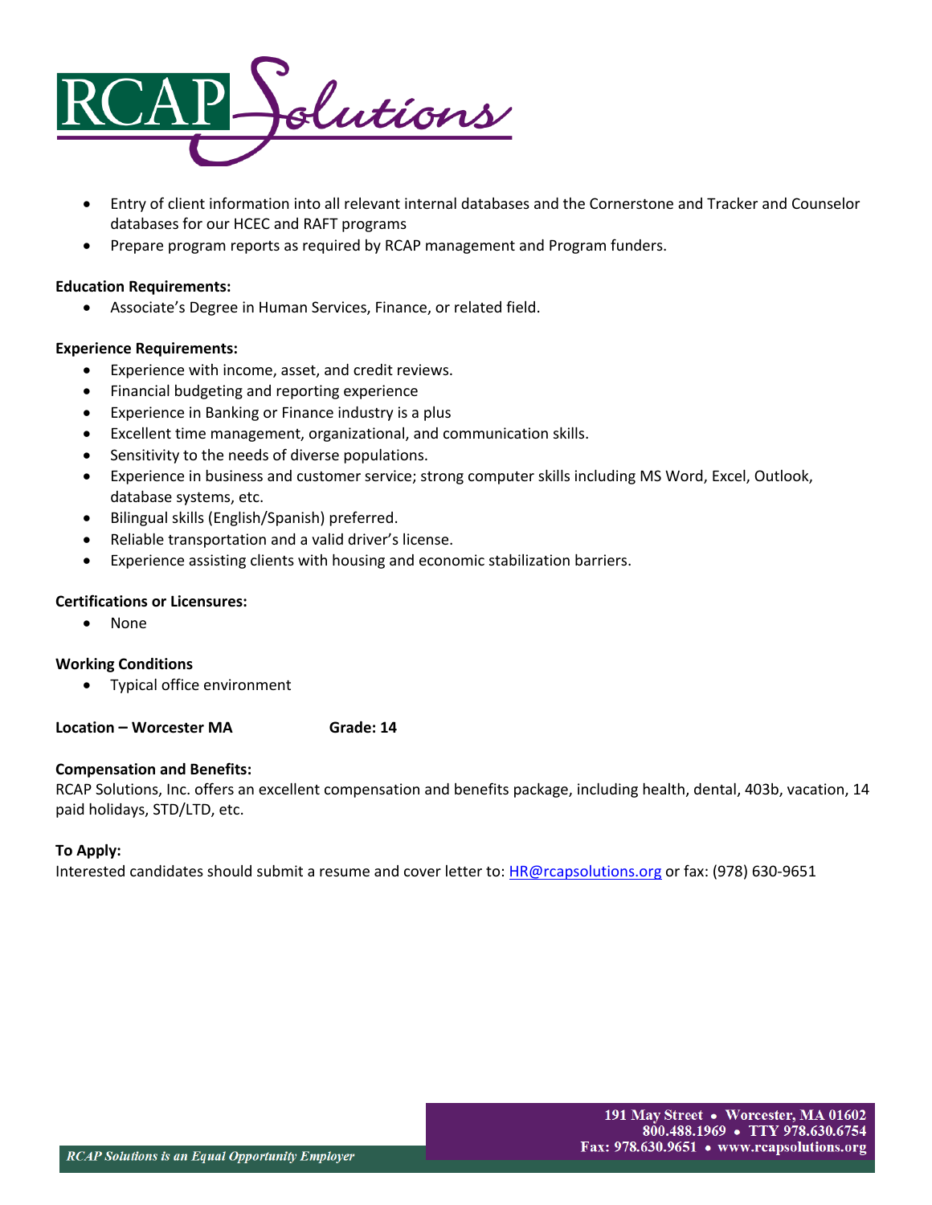- Entry of client information into all relevant internal databases and the Cornerstone and Tracker and Counselor databases for our HCEC and RAFT programs
- Prepare program reports as required by RCAP management and Program funders.

**Education Requirements:**

- Associate's Degree in Human Services, Finance, or related field.

**Experience Requirements:**

- Experience with income, asset, and credit reviews.
- Financial budgeting and reporting experience
- Experience in Banking or Finance industry is a plus
- Excellent time management, organizational, and communication skills.
- Sensitivity to the needs of diverse populations.
- Experience in business and customer service; strong computer skills including MS Word, Excel, Outlook, database systems, etc.
- Bilingual skills (English/Spanish) preferred.
- Reliable transportation and a valid driver's license.
- Experience assisting clients with housing and economic stabilization barriers.

**Certifications or Licensures:**

- None

**Working Conditions**

- Typical office environment

**Location – Worcester MA** **Grade: 14**

**Compensation and Benefits:**

RCAP Solutions, Inc. offers an excellent compensation and benefits package, including health, dental, 403b, vacation, 14 paid holidays, STD/LTD, etc.

**To Apply:**

Interested candidates should submit a resume and cover letter to: HR@rcapsolutions.org or fax: (978) 630-9651

191 May Street • Worcester, MA 01602
800.488.1969 • TTY 978.630.6754
Fax: 978.630.9651 • www.rcapsolutions.org

*RCAP Solutions is an Equal Opportunity Employer*